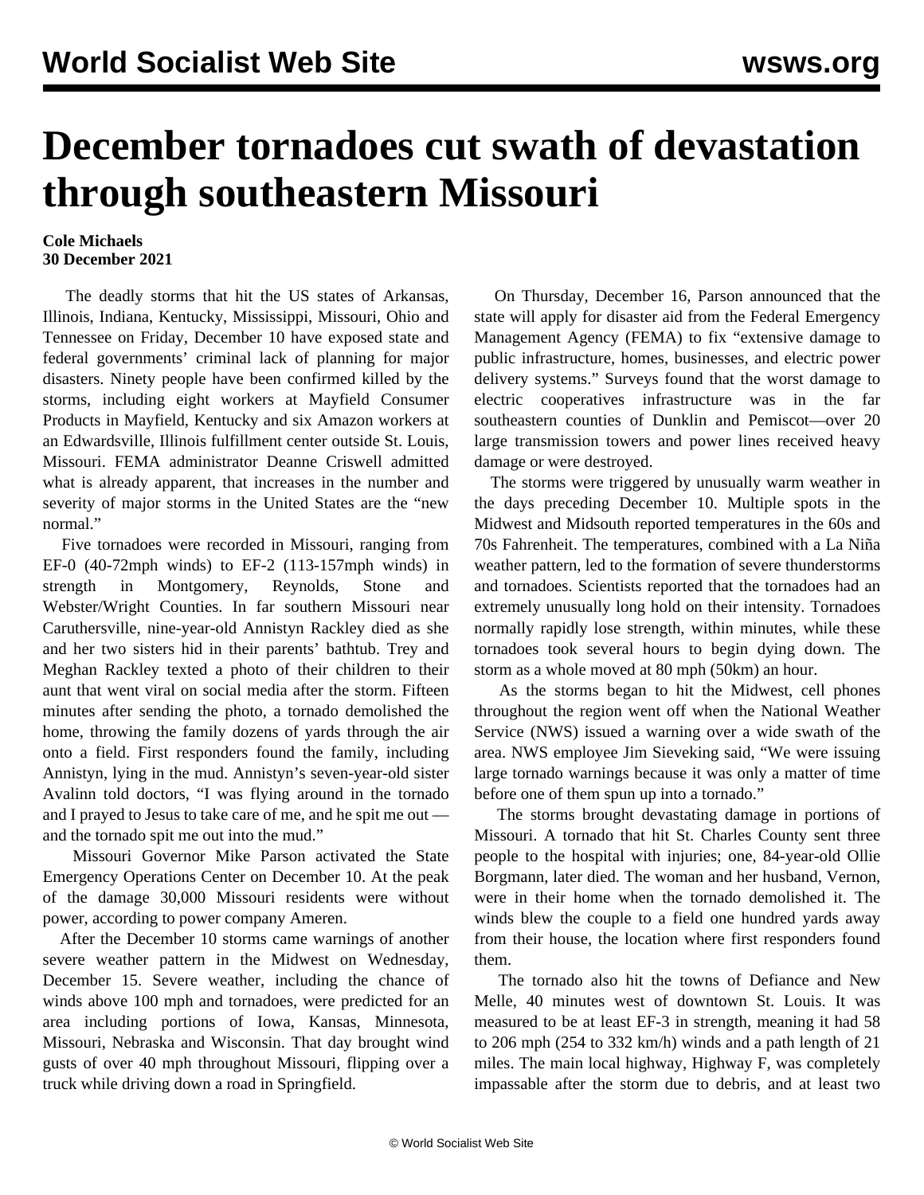# December tornadoes cut swath of devastation through southeastern Missouri

**Cole Michaels**
**30 December 2021**

The deadly storms that hit the US states of Arkansas, Illinois, Indiana, Kentucky, Mississippi, Missouri, Ohio and Tennessee on Friday, December 10 have exposed state and federal governments' criminal lack of planning for major disasters. Ninety people have been confirmed killed by the storms, including eight workers at Mayfield Consumer Products in Mayfield, Kentucky and six Amazon workers at an Edwardsville, Illinois fulfillment center outside St. Louis, Missouri. FEMA administrator Deanne Criswell admitted what is already apparent, that increases in the number and severity of major storms in the United States are the "new normal."

Five tornadoes were recorded in Missouri, ranging from EF-0 (40-72mph winds) to EF-2 (113-157mph winds) in strength in Montgomery, Reynolds, Stone and Webster/Wright Counties. In far southern Missouri near Caruthersville, nine-year-old Annistyn Rackley died as she and her two sisters hid in their parents' bathtub. Trey and Meghan Rackley texted a photo of their children to their aunt that went viral on social media after the storm. Fifteen minutes after sending the photo, a tornado demolished the home, throwing the family dozens of yards through the air onto a field. First responders found the family, including Annistyn, lying in the mud. Annistyn's seven-year-old sister Avalinn told doctors, "I was flying around in the tornado and I prayed to Jesus to take care of me, and he spit me out — and the tornado spit me out into the mud."

Missouri Governor Mike Parson activated the State Emergency Operations Center on December 10. At the peak of the damage 30,000 Missouri residents were without power, according to power company Ameren.

After the December 10 storms came warnings of another severe weather pattern in the Midwest on Wednesday, December 15. Severe weather, including the chance of winds above 100 mph and tornadoes, were predicted for an area including portions of Iowa, Kansas, Minnesota, Missouri, Nebraska and Wisconsin. That day brought wind gusts of over 40 mph throughout Missouri, flipping over a truck while driving down a road in Springfield.

On Thursday, December 16, Parson announced that the state will apply for disaster aid from the Federal Emergency Management Agency (FEMA) to fix "extensive damage to public infrastructure, homes, businesses, and electric power delivery systems." Surveys found that the worst damage to electric cooperatives infrastructure was in the far southeastern counties of Dunklin and Pemiscot—over 20 large transmission towers and power lines received heavy damage or were destroyed.

The storms were triggered by unusually warm weather in the days preceding December 10. Multiple spots in the Midwest and Midsouth reported temperatures in the 60s and 70s Fahrenheit. The temperatures, combined with a La Niña weather pattern, led to the formation of severe thunderstorms and tornadoes. Scientists reported that the tornadoes had an extremely unusually long hold on their intensity. Tornadoes normally rapidly lose strength, within minutes, while these tornadoes took several hours to begin dying down. The storm as a whole moved at 80 mph (50km) an hour.

As the storms began to hit the Midwest, cell phones throughout the region went off when the National Weather Service (NWS) issued a warning over a wide swath of the area. NWS employee Jim Sieveking said, "We were issuing large tornado warnings because it was only a matter of time before one of them spun up into a tornado."

The storms brought devastating damage in portions of Missouri. A tornado that hit St. Charles County sent three people to the hospital with injuries; one, 84-year-old Ollie Borgmann, later died. The woman and her husband, Vernon, were in their home when the tornado demolished it. The winds blew the couple to a field one hundred yards away from their house, the location where first responders found them.

The tornado also hit the towns of Defiance and New Melle, 40 minutes west of downtown St. Louis. It was measured to be at least EF-3 in strength, meaning it had 58 to 206 mph (254 to 332 km/h) winds and a path length of 21 miles. The main local highway, Highway F, was completely impassable after the storm due to debris, and at least two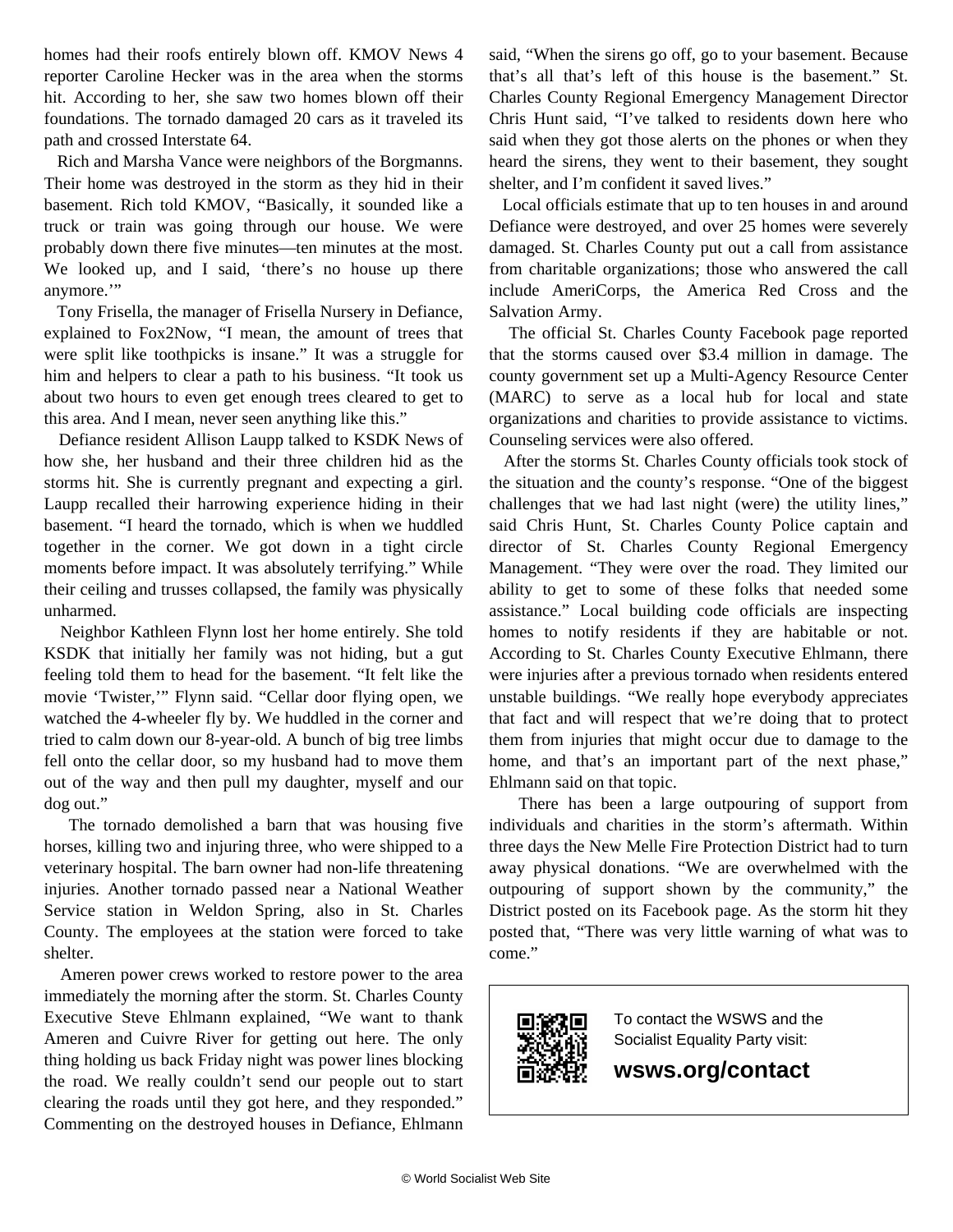homes had their roofs entirely blown off. KMOV News 4 reporter Caroline Hecker was in the area when the storms hit. According to her, she saw two homes blown off their foundations. The tornado damaged 20 cars as it traveled its path and crossed Interstate 64.

Rich and Marsha Vance were neighbors of the Borgmanns. Their home was destroyed in the storm as they hid in their basement. Rich told KMOV, "Basically, it sounded like a truck or train was going through our house. We were probably down there five minutes—ten minutes at the most. We looked up, and I said, 'there's no house up there anymore.'"

Tony Frisella, the manager of Frisella Nursery in Defiance, explained to Fox2Now, "I mean, the amount of trees that were split like toothpicks is insane." It was a struggle for him and helpers to clear a path to his business. "It took us about two hours to even get enough trees cleared to get to this area. And I mean, never seen anything like this."

Defiance resident Allison Laupp talked to KSDK News of how she, her husband and their three children hid as the storms hit. She is currently pregnant and expecting a girl. Laupp recalled their harrowing experience hiding in their basement. "I heard the tornado, which is when we huddled together in the corner. We got down in a tight circle moments before impact. It was absolutely terrifying." While their ceiling and trusses collapsed, the family was physically unharmed.

Neighbor Kathleen Flynn lost her home entirely. She told KSDK that initially her family was not hiding, but a gut feeling told them to head for the basement. "It felt like the movie 'Twister,'" Flynn said. "Cellar door flying open, we watched the 4-wheeler fly by. We huddled in the corner and tried to calm down our 8-year-old. A bunch of big tree limbs fell onto the cellar door, so my husband had to move them out of the way and then pull my daughter, myself and our dog out."

The tornado demolished a barn that was housing five horses, killing two and injuring three, who were shipped to a veterinary hospital. The barn owner had non-life threatening injuries. Another tornado passed near a National Weather Service station in Weldon Spring, also in St. Charles County. The employees at the station were forced to take shelter.

Ameren power crews worked to restore power to the area immediately the morning after the storm. St. Charles County Executive Steve Ehlmann explained, "We want to thank Ameren and Cuivre River for getting out here. The only thing holding us back Friday night was power lines blocking the road. We really couldn't send our people out to start clearing the roads until they got here, and they responded." Commenting on the destroyed houses in Defiance, Ehlmann said, "When the sirens go off, go to your basement. Because that's all that's left of this house is the basement." St. Charles County Regional Emergency Management Director Chris Hunt said, "I've talked to residents down here who said when they got those alerts on the phones or when they heard the sirens, they went to their basement, they sought shelter, and I'm confident it saved lives."

Local officials estimate that up to ten houses in and around Defiance were destroyed, and over 25 homes were severely damaged. St. Charles County put out a call from assistance from charitable organizations; those who answered the call include AmeriCorps, the America Red Cross and the Salvation Army.

The official St. Charles County Facebook page reported that the storms caused over $3.4 million in damage. The county government set up a Multi-Agency Resource Center (MARC) to serve as a local hub for local and state organizations and charities to provide assistance to victims. Counseling services were also offered.

After the storms St. Charles County officials took stock of the situation and the county's response. "One of the biggest challenges that we had last night (were) the utility lines," said Chris Hunt, St. Charles County Police captain and director of St. Charles County Regional Emergency Management. "They were over the road. They limited our ability to get to some of these folks that needed some assistance." Local building code officials are inspecting homes to notify residents if they are habitable or not. According to St. Charles County Executive Ehlmann, there were injuries after a previous tornado when residents entered unstable buildings. "We really hope everybody appreciates that fact and will respect that we're doing that to protect them from injuries that might occur due to damage to the home, and that's an important part of the next phase," Ehlmann said on that topic.

There has been a large outpouring of support from individuals and charities in the storm's aftermath. Within three days the New Melle Fire Protection District had to turn away physical donations. "We are overwhelmed with the outpouring of support shown by the community," the District posted on its Facebook page. As the storm hit they posted that, "There was very little warning of what was to come."

To contact the WSWS and the Socialist Equality Party visit:

**wsws.org/contact**